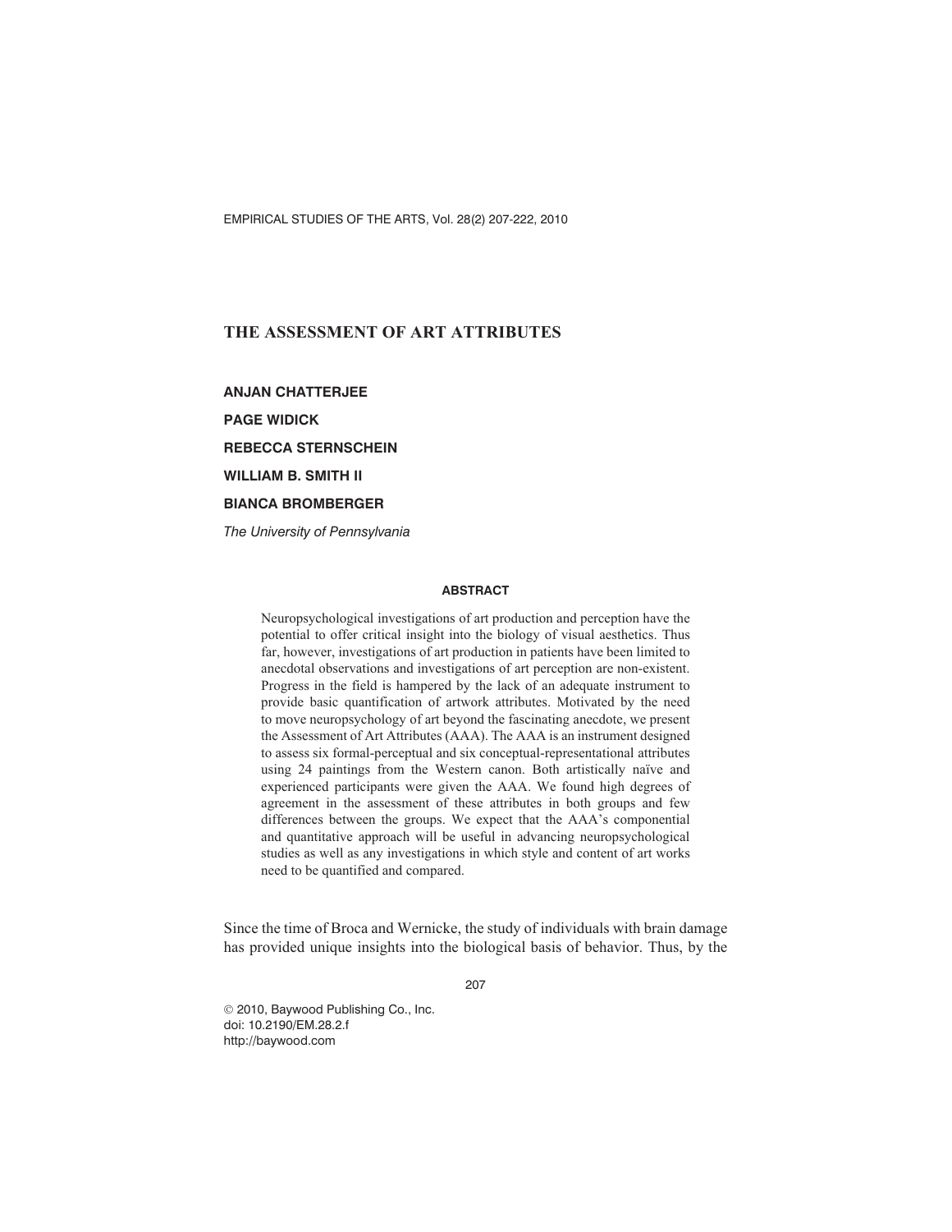# THE ASSESSMENT OF ART ATTRIBUTES

**ANJAN CHATTERJEE**

**PAGE WIDICK**

**REBECCA STERNSCHEIN**

**WILLIAM B. SMITH II**

**BIANCA BROMBERGER**

*The University of Pennsylvania*

## ABSTRACT

Neuropsychological investigations of art production and perception have the potential to offer critical insight into the biology of visual aesthetics. Thus far, however, investigations of art production in patients have been limited to anecdotal observations and investigations of art perception are non-existent. Progress in the field is hampered by the lack of an adequate instrument to provide basic quantification of artwork attributes. Motivated by the need to move neuropsychology of art beyond the fascinating anecdote, we present the Assessment of Art Attributes (AAA). The AAA is an instrument designed to assess six formal-perceptual and six conceptual-representational attributes using 24 paintings from the Western canon. Both artistically naïve and experienced participants were given the AAA. We found high degrees of agreement in the assessment of these attributes in both groups and few differences between the groups. We expect that the AAA's componential and quantitative approach will be useful in advancing neuropsychological studies as well as any investigations in which style and content of art works need to be quantified and compared.

Since the time of Broca and Wernicke, the study of individuals with brain damage has provided unique insights into the biological basis of behavior. Thus, by the

© 2010, Baywood Publishing Co., Inc.
doi: 10.2190/EM.28.2.f
http://baywood.com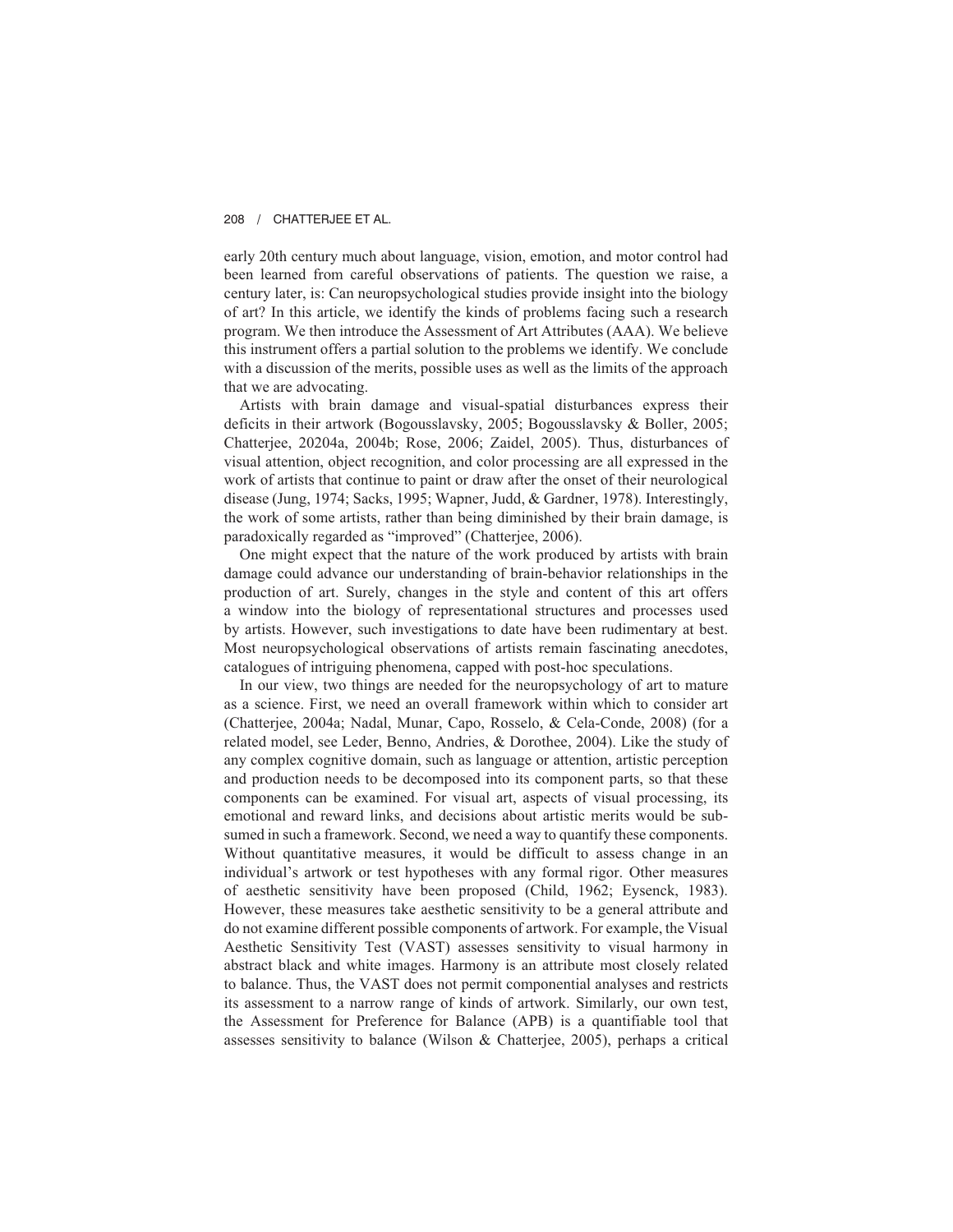early 20th century much about language, vision, emotion, and motor control had been learned from careful observations of patients. The question we raise, a century later, is: Can neuropsychological studies provide insight into the biology of art? In this article, we identify the kinds of problems facing such a research program. We then introduce the Assessment of Art Attributes (AAA). We believe this instrument offers a partial solution to the problems we identify. We conclude with a discussion of the merits, possible uses as well as the limits of the approach that we are advocating.

Artists with brain damage and visual-spatial disturbances express their deficits in their artwork (Bogousslavsky, 2005; Bogousslavsky & Boller, 2005; Chatterjee, 20204a, 2004b; Rose, 2006; Zaidel, 2005). Thus, disturbances of visual attention, object recognition, and color processing are all expressed in the work of artists that continue to paint or draw after the onset of their neurological disease (Jung, 1974; Sacks, 1995; Wapner, Judd, & Gardner, 1978). Interestingly, the work of some artists, rather than being diminished by their brain damage, is paradoxically regarded as "improved" (Chatterjee, 2006).

One might expect that the nature of the work produced by artists with brain damage could advance our understanding of brain-behavior relationships in the production of art. Surely, changes in the style and content of this art offers a window into the biology of representational structures and processes used by artists. However, such investigations to date have been rudimentary at best. Most neuropsychological observations of artists remain fascinating anecdotes, catalogues of intriguing phenomena, capped with post-hoc speculations.

In our view, two things are needed for the neuropsychology of art to mature as a science. First, we need an overall framework within which to consider art (Chatterjee, 2004a; Nadal, Munar, Capo, Rosselo, & Cela-Conde, 2008) (for a related model, see Leder, Benno, Andries, & Dorothee, 2004). Like the study of any complex cognitive domain, such as language or attention, artistic perception and production needs to be decomposed into its component parts, so that these components can be examined. For visual art, aspects of visual processing, its emotional and reward links, and decisions about artistic merits would be subsumed in such a framework. Second, we need a way to quantify these components. Without quantitative measures, it would be difficult to assess change in an individual's artwork or test hypotheses with any formal rigor. Other measures of aesthetic sensitivity have been proposed (Child, 1962; Eysenck, 1983). However, these measures take aesthetic sensitivity to be a general attribute and do not examine different possible components of artwork. For example, the Visual Aesthetic Sensitivity Test (VAST) assesses sensitivity to visual harmony in abstract black and white images. Harmony is an attribute most closely related to balance. Thus, the VAST does not permit componential analyses and restricts its assessment to a narrow range of kinds of artwork. Similarly, our own test, the Assessment for Preference for Balance (APB) is a quantifiable tool that assesses sensitivity to balance (Wilson & Chatterjee, 2005), perhaps a critical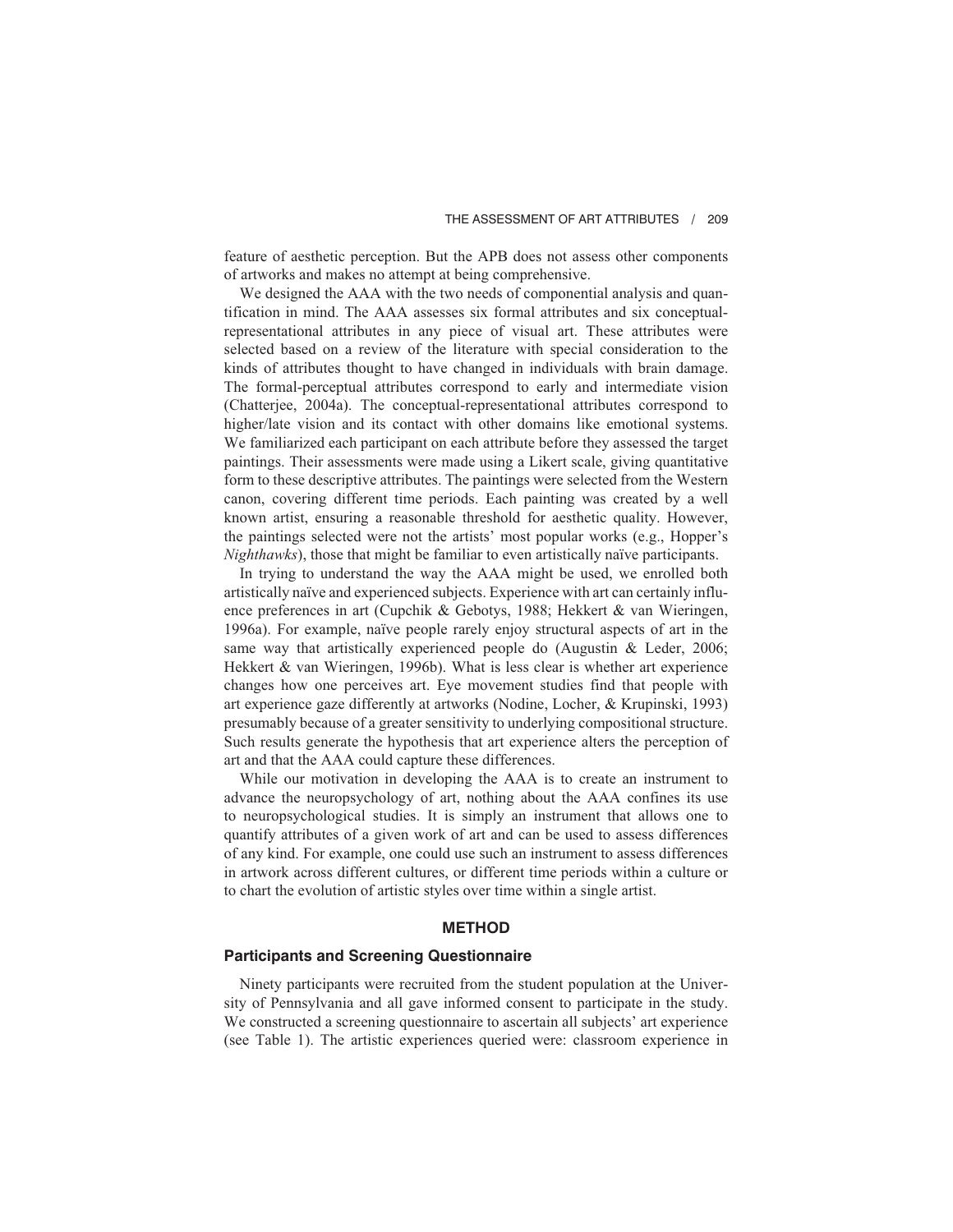feature of aesthetic perception. But the APB does not assess other components of artworks and makes no attempt at being comprehensive.

We designed the AAA with the two needs of componential analysis and quantification in mind. The AAA assesses six formal attributes and six conceptual-representational attributes in any piece of visual art. These attributes were selected based on a review of the literature with special consideration to the kinds of attributes thought to have changed in individuals with brain damage. The formal-perceptual attributes correspond to early and intermediate vision (Chatterjee, 2004a). The conceptual-representational attributes correspond to higher/late vision and its contact with other domains like emotional systems. We familiarized each participant on each attribute before they assessed the target paintings. Their assessments were made using a Likert scale, giving quantitative form to these descriptive attributes. The paintings were selected from the Western canon, covering different time periods. Each painting was created by a well known artist, ensuring a reasonable threshold for aesthetic quality. However, the paintings selected were not the artists' most popular works (e.g., Hopper's *Nighthawks*), those that might be familiar to even artistically naïve participants.

In trying to understand the way the AAA might be used, we enrolled both artistically naïve and experienced subjects. Experience with art can certainly influence preferences in art (Cupchik & Gebotys, 1988; Hekkert & van Wieringen, 1996a). For example, naïve people rarely enjoy structural aspects of art in the same way that artistically experienced people do (Augustin & Leder, 2006; Hekkert & van Wieringen, 1996b). What is less clear is whether art experience changes how one perceives art. Eye movement studies find that people with art experience gaze differently at artworks (Nodine, Locher, & Krupinski, 1993) presumably because of a greater sensitivity to underlying compositional structure. Such results generate the hypothesis that art experience alters the perception of art and that the AAA could capture these differences.

While our motivation in developing the AAA is to create an instrument to advance the neuropsychology of art, nothing about the AAA confines its use to neuropsychological studies. It is simply an instrument that allows one to quantify attributes of a given work of art and can be used to assess differences of any kind. For example, one could use such an instrument to assess differences in artwork across different cultures, or different time periods within a culture or to chart the evolution of artistic styles over time within a single artist.

## METHOD

### Participants and Screening Questionnaire

Ninety participants were recruited from the student population at the University of Pennsylvania and all gave informed consent to participate in the study. We constructed a screening questionnaire to ascertain all subjects' art experience (see Table 1). The artistic experiences queried were: classroom experience in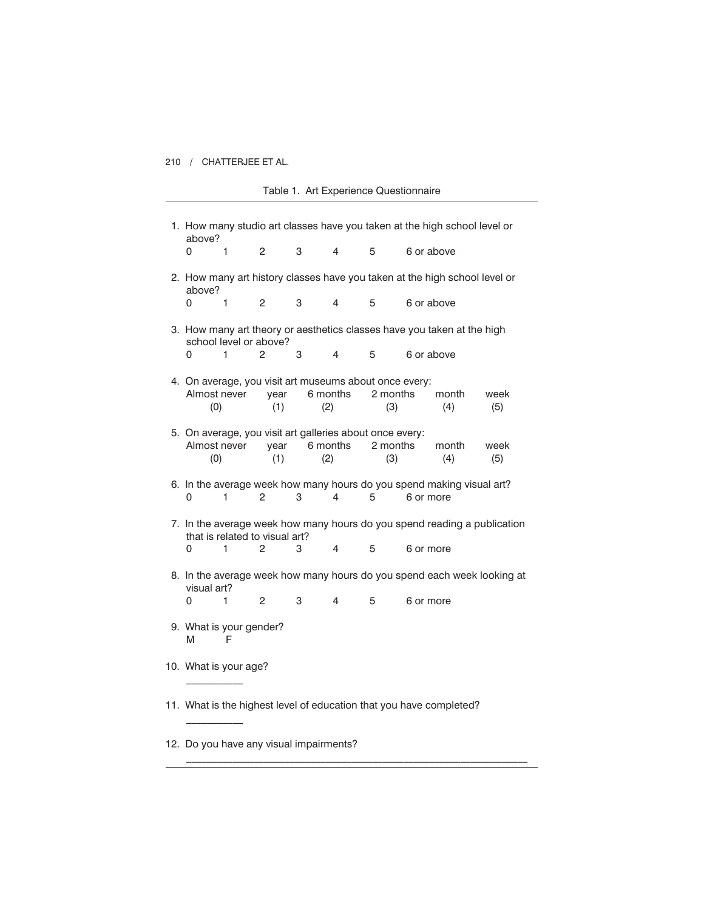Table 1. Art Experience Questionnaire

1. How many studio art classes have you taken at the high school level or above?
   0 1 2 3 4 5 6 or above

2. How many art history classes have you taken at the high school level or above?
   0 1 2 3 4 5 6 or above

3. How many art theory or aesthetics classes have you taken at the high school level or above?
   0 1 2 3 4 5 6 or above

4. On average, you visit art museums about once every:

| Almost never | year | 6 months | 2 months | month | week |
|---|---|---|---|---|---|
| (0) | (1) | (2) | (3) | (4) | (5) |

5. On average, you visit art galleries about once every:

| Almost never | year | 6 months | 2 months | month | week |
|---|---|---|---|---|---|
| (0) | (1) | (2) | (3) | (4) | (5) |

6. In the average week how many hours do you spend making visual art?
   0 1 2 3 4 5 6 or more

7. In the average week how many hours do you spend reading a publication that is related to visual art?
   0 1 2 3 4 5 6 or more

8. In the average week how many hours do you spend each week looking at visual art?
   0 1 2 3 4 5 6 or more

9. What is your gender?
   M F

10. What is your age?
    __________

11. What is the highest level of education that you have completed?
    __________

12. Do you have any visual impairments?
    ____________________________________________________________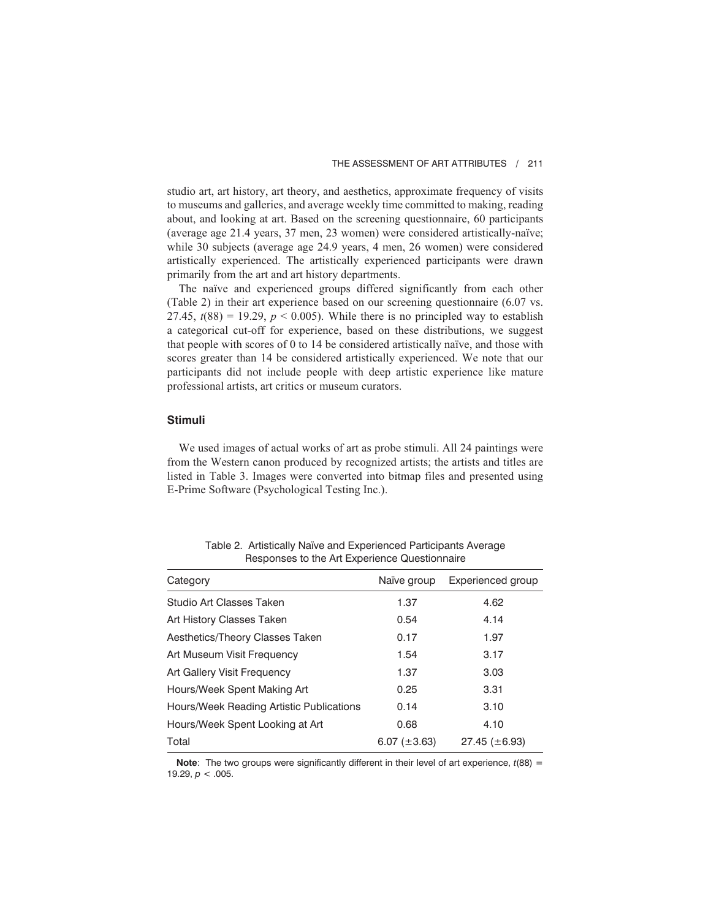studio art, art history, art theory, and aesthetics, approximate frequency of visits to museums and galleries, and average weekly time committed to making, reading about, and looking at art. Based on the screening questionnaire, 60 participants (average age 21.4 years, 37 men, 23 women) were considered artistically-naïve; while 30 subjects (average age 24.9 years, 4 men, 26 women) were considered artistically experienced. The artistically experienced participants were drawn primarily from the art and art history departments.

The naïve and experienced groups differed significantly from each other (Table 2) in their art experience based on our screening questionnaire (6.07 vs. 27.45, $t(88) = 19.29$, $p < 0.005$). While there is no principled way to establish a categorical cut-off for experience, based on these distributions, we suggest that people with scores of 0 to 14 be considered artistically naïve, and those with scores greater than 14 be considered artistically experienced. We note that our participants did not include people with deep artistic experience like mature professional artists, art critics or museum curators.

## Stimuli

We used images of actual works of art as probe stimuli. All 24 paintings were from the Western canon produced by recognized artists; the artists and titles are listed in Table 3. Images were converted into bitmap files and presented using E-Prime Software (Psychological Testing Inc.).

Table 2. Artistically Naïve and Experienced Participants Average Responses to the Art Experience Questionnaire

| Category | Naïve group | Experienced group |
|---|---|---|
| Studio Art Classes Taken | 1.37 | 4.62 |
| Art History Classes Taken | 0.54 | 4.14 |
| Aesthetics/Theory Classes Taken | 0.17 | 1.97 |
| Art Museum Visit Frequency | 1.54 | 3.17 |
| Art Gallery Visit Frequency | 1.37 | 3.03 |
| Hours/Week Spent Making Art | 0.25 | 3.31 |
| Hours/Week Reading Artistic Publications | 0.14 | 3.10 |
| Hours/Week Spent Looking at Art | 0.68 | 4.10 |
| Total | 6.07 (±3.63) | 27.45 (±6.93) |

**Note**: The two groups were significantly different in their level of art experience, $t(88) = 19.29$, $p < .005$.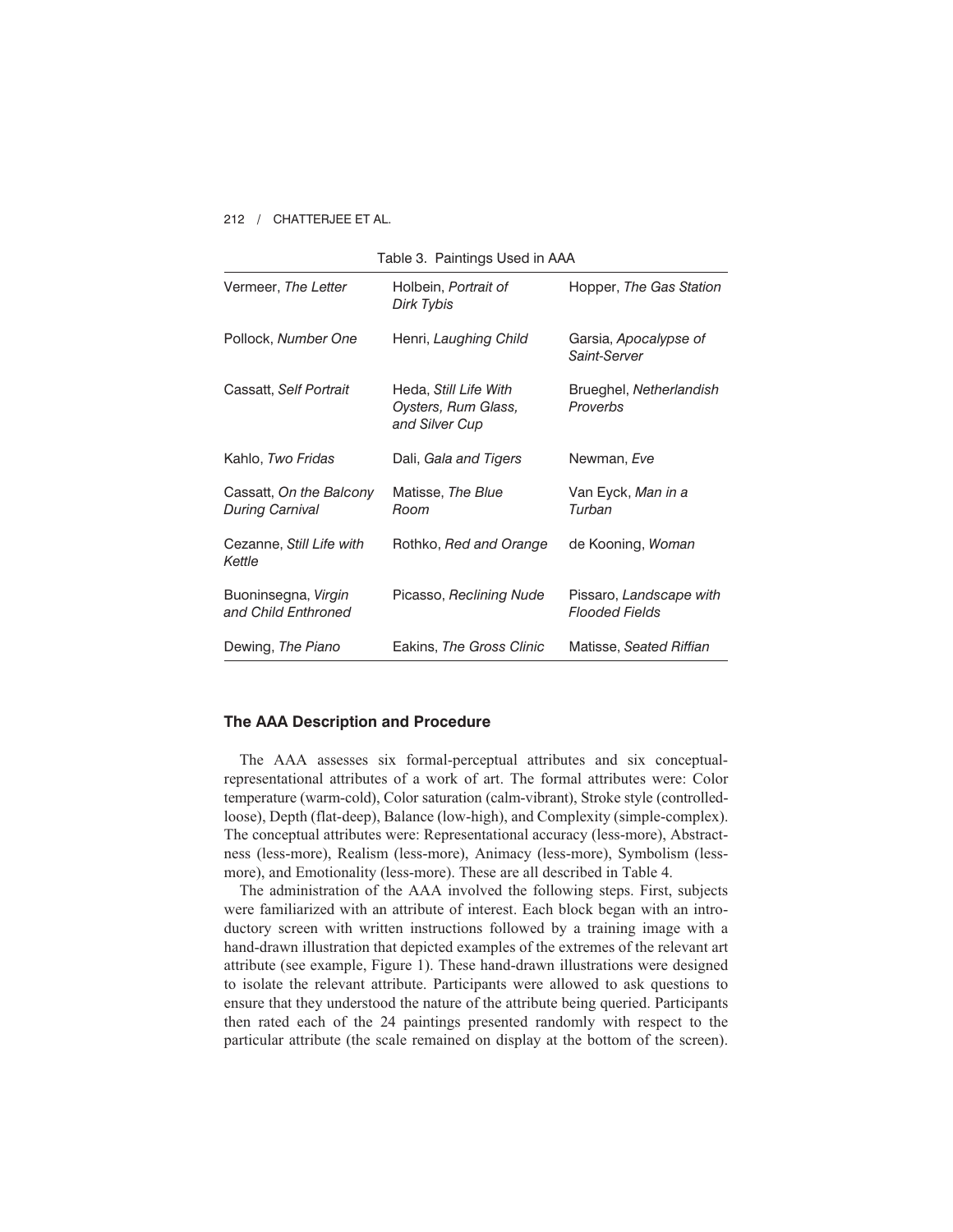Table 3. Paintings Used in AAA

| | | |
|---|---|---|
| Vermeer, *The Letter* | Holbein, *Portrait of Dirk Tybis* | Hopper, *The Gas Station* |
| Pollock, *Number One* | Henri, *Laughing Child* | Garsia, *Apocalypse of Saint-Server* |
| Cassatt, *Self Portrait* | Heda, *Still Life With Oysters, Rum Glass, and Silver Cup* | Brueghel, *Netherlandish Proverbs* |
| Kahlo, *Two Fridas* | Dali, *Gala and Tigers* | Newman, *Eve* |
| Cassatt, *On the Balcony During Carnival* | Matisse, *The Blue Room* | Van Eyck, *Man in a Turban* |
| Cezanne, *Still Life with Kettle* | Rothko, *Red and Orange* | de Kooning, *Woman* |
| Buoninsegna, *Virgin and Child Enthroned* | Picasso, *Reclining Nude* | Pissaro, *Landscape with Flooded Fields* |
| Dewing, *The Piano* | Eakins, *The Gross Clinic* | Matisse, *Seated Riffian* |

### The AAA Description and Procedure

The AAA assesses six formal-perceptual attributes and six conceptual-representational attributes of a work of art. The formal attributes were: Color temperature (warm-cold), Color saturation (calm-vibrant), Stroke style (controlled-loose), Depth (flat-deep), Balance (low-high), and Complexity (simple-complex). The conceptual attributes were: Representational accuracy (less-more), Abstractness (less-more), Realism (less-more), Animacy (less-more), Symbolism (less-more), and Emotionality (less-more). These are all described in Table 4.

The administration of the AAA involved the following steps. First, subjects were familiarized with an attribute of interest. Each block began with an introductory screen with written instructions followed by a training image with a hand-drawn illustration that depicted examples of the extremes of the relevant art attribute (see example, Figure 1). These hand-drawn illustrations were designed to isolate the relevant attribute. Participants were allowed to ask questions to ensure that they understood the nature of the attribute being queried. Participants then rated each of the 24 paintings presented randomly with respect to the particular attribute (the scale remained on display at the bottom of the screen).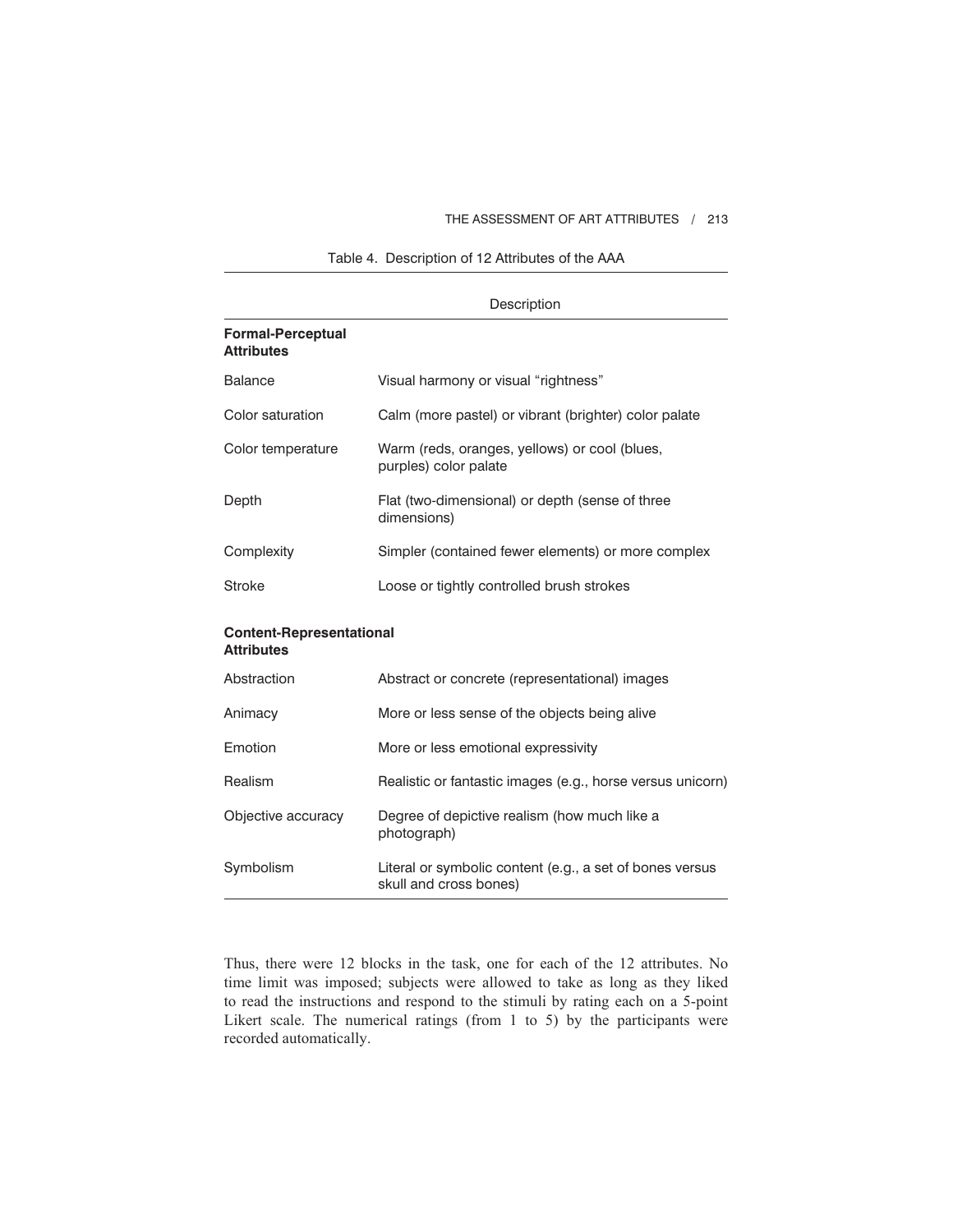Table 4. Description of 12 Attributes of the AAA

| | Description |
|---|---|
| **Formal-Perceptual Attributes** | |
| Balance | Visual harmony or visual "rightness" |
| Color saturation | Calm (more pastel) or vibrant (brighter) color palate |
| Color temperature | Warm (reds, oranges, yellows) or cool (blues, purples) color palate |
| Depth | Flat (two-dimensional) or depth (sense of three dimensions) |
| Complexity | Simpler (contained fewer elements) or more complex |
| Stroke | Loose or tightly controlled brush strokes |
| **Content-Representational Attributes** | |
| Abstraction | Abstract or concrete (representational) images |
| Animacy | More or less sense of the objects being alive |
| Emotion | More or less emotional expressivity |
| Realism | Realistic or fantastic images (e.g., horse versus unicorn) |
| Objective accuracy | Degree of depictive realism (how much like a photograph) |
| Symbolism | Literal or symbolic content (e.g., a set of bones versus skull and cross bones) |

Thus, there were 12 blocks in the task, one for each of the 12 attributes. No time limit was imposed; subjects were allowed to take as long as they liked to read the instructions and respond to the stimuli by rating each on a 5-point Likert scale. The numerical ratings (from 1 to 5) by the participants were recorded automatically.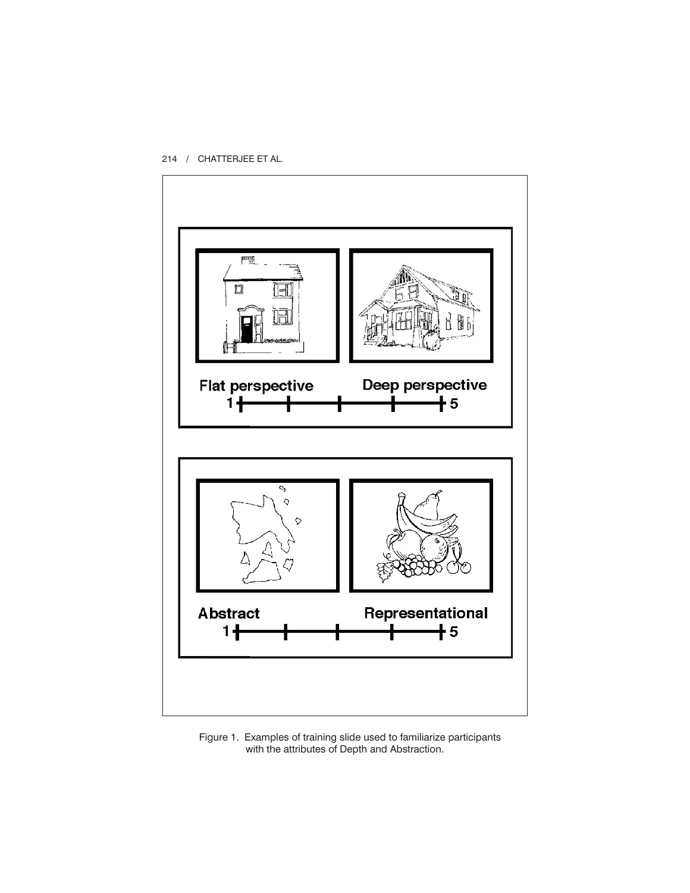Flat perspective

Deep perspective

1 — 5

Abstract

Representational

1 — 5

Figure 1. Examples of training slide used to familiarize participants with the attributes of Depth and Abstraction.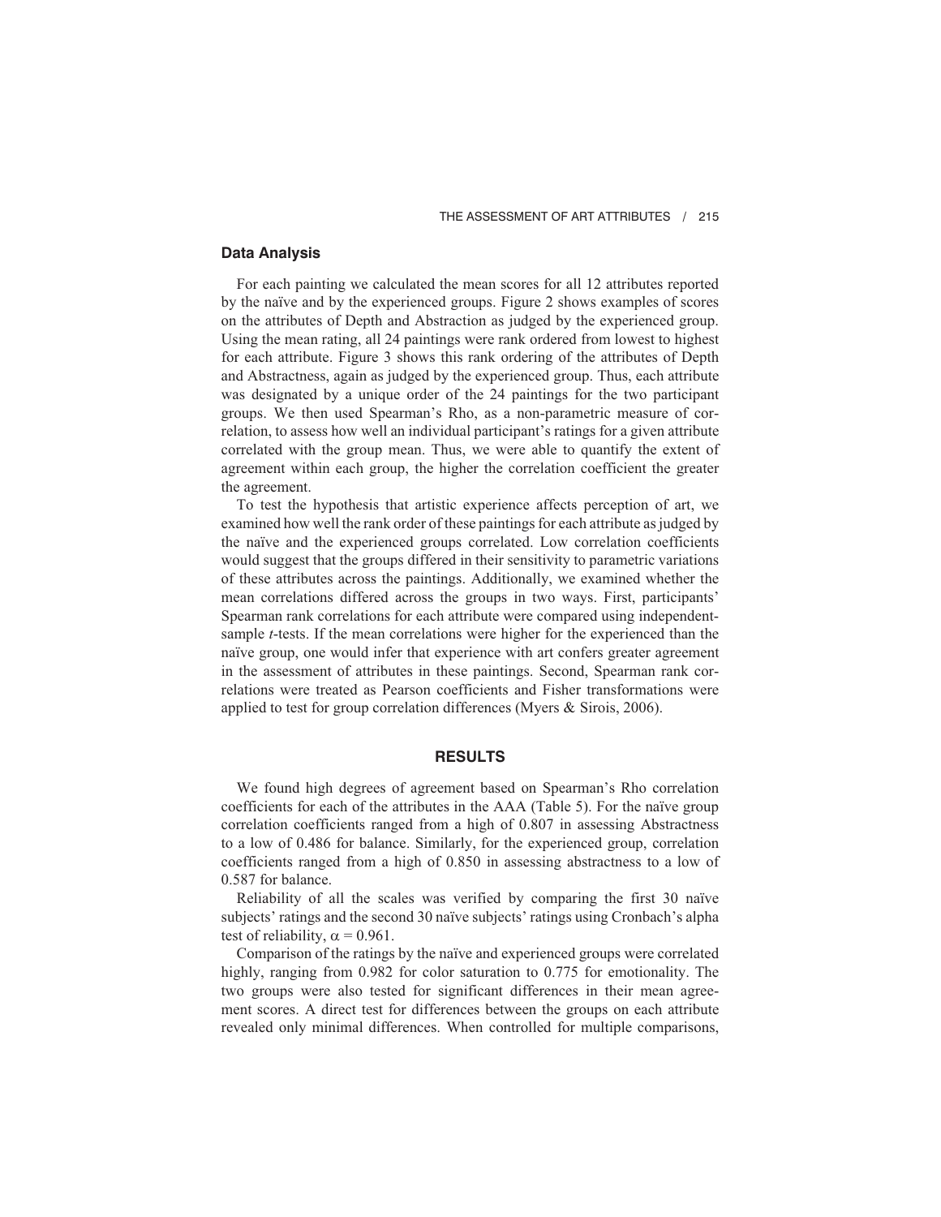### Data Analysis

For each painting we calculated the mean scores for all 12 attributes reported by the naïve and by the experienced groups. Figure 2 shows examples of scores on the attributes of Depth and Abstraction as judged by the experienced group. Using the mean rating, all 24 paintings were rank ordered from lowest to highest for each attribute. Figure 3 shows this rank ordering of the attributes of Depth and Abstractness, again as judged by the experienced group. Thus, each attribute was designated by a unique order of the 24 paintings for the two participant groups. We then used Spearman's Rho, as a non-parametric measure of correlation, to assess how well an individual participant's ratings for a given attribute correlated with the group mean. Thus, we were able to quantify the extent of agreement within each group, the higher the correlation coefficient the greater the agreement.

To test the hypothesis that artistic experience affects perception of art, we examined how well the rank order of these paintings for each attribute as judged by the naïve and the experienced groups correlated. Low correlation coefficients would suggest that the groups differed in their sensitivity to parametric variations of these attributes across the paintings. Additionally, we examined whether the mean correlations differed across the groups in two ways. First, participants' Spearman rank correlations for each attribute were compared using independent-sample *t*-tests. If the mean correlations were higher for the experienced than the naïve group, one would infer that experience with art confers greater agreement in the assessment of attributes in these paintings. Second, Spearman rank correlations were treated as Pearson coefficients and Fisher transformations were applied to test for group correlation differences (Myers & Sirois, 2006).

## RESULTS

We found high degrees of agreement based on Spearman's Rho correlation coefficients for each of the attributes in the AAA (Table 5). For the naïve group correlation coefficients ranged from a high of 0.807 in assessing Abstractness to a low of 0.486 for balance. Similarly, for the experienced group, correlation coefficients ranged from a high of 0.850 in assessing abstractness to a low of 0.587 for balance.

Reliability of all the scales was verified by comparing the first 30 naïve subjects' ratings and the second 30 naïve subjects' ratings using Cronbach's alpha test of reliability, $\alpha = 0.961$.

Comparison of the ratings by the naïve and experienced groups were correlated highly, ranging from 0.982 for color saturation to 0.775 for emotionality. The two groups were also tested for significant differences in their mean agreement scores. A direct test for differences between the groups on each attribute revealed only minimal differences. When controlled for multiple comparisons,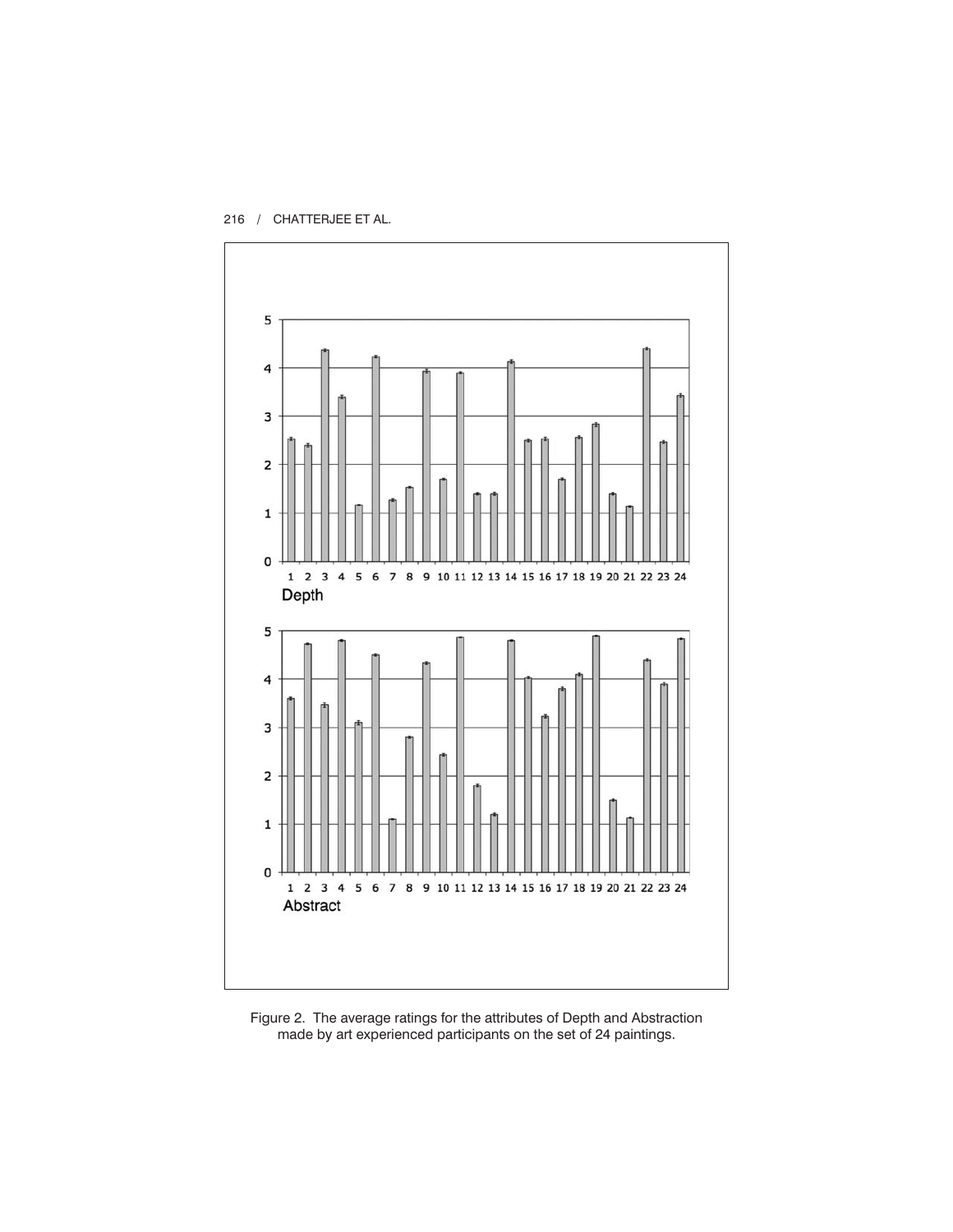Figure 2. The average ratings for the attributes of Depth and Abstraction made by art experienced participants on the set of 24 paintings.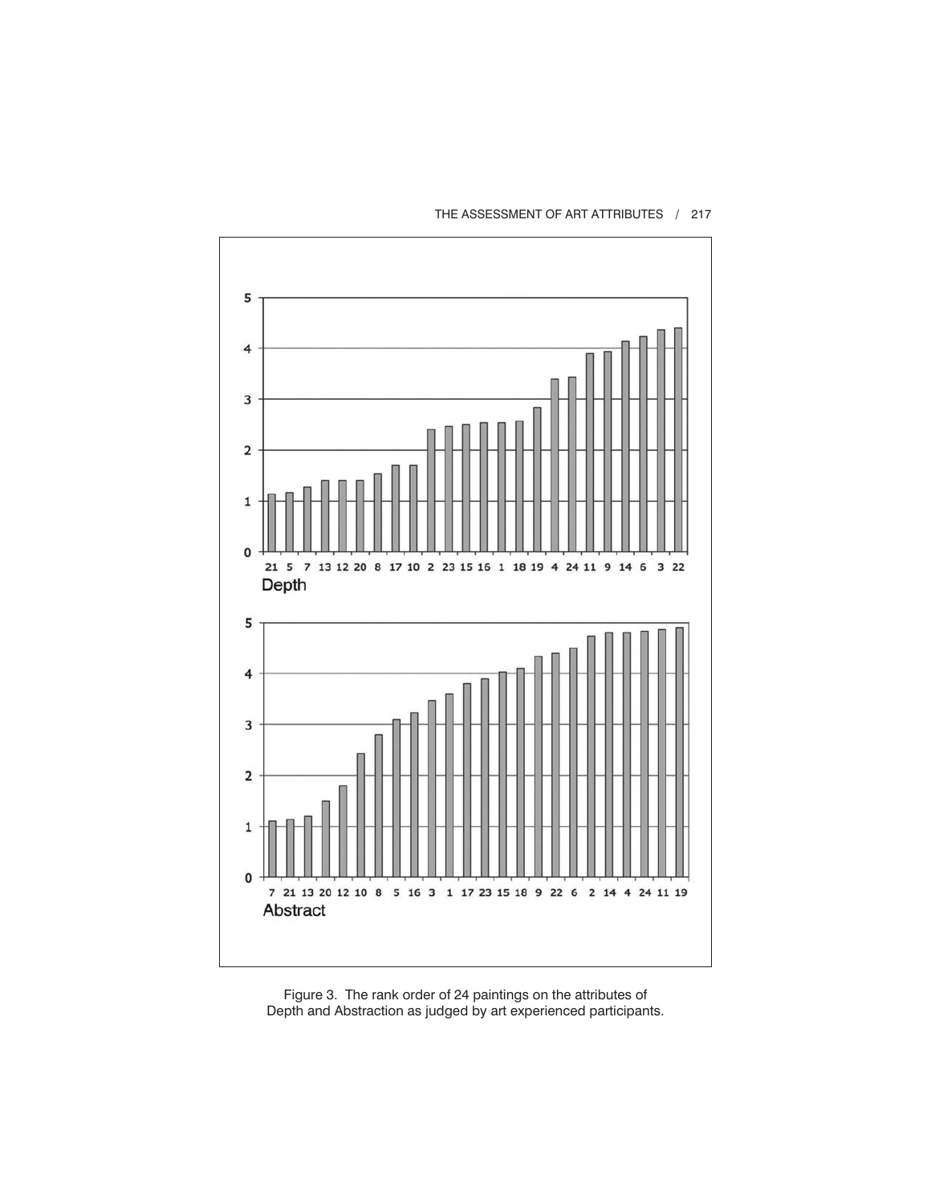Figure 3. The rank order of 24 paintings on the attributes of Depth and Abstraction as judged by art experienced participants.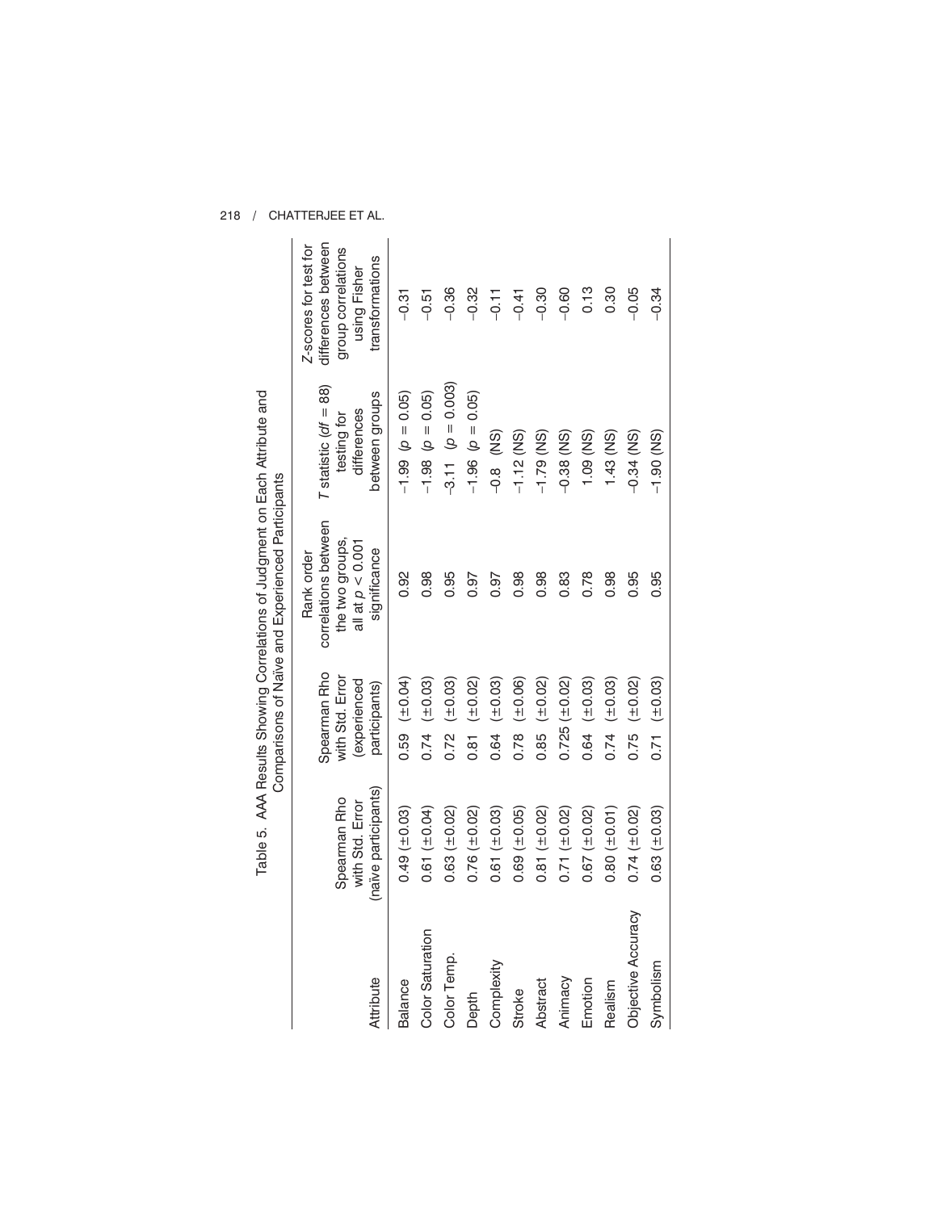Table 5. AAA Results Showing Correlations of Judgment on Each Attribute and Comparisons of Naïve and Experienced Participants

| Attribute | Spearman Rho with Std. Error (naïve participants) | Spearman Rho with Std. Error (experienced participants) | Rank order correlations between the two groups, all at $p < 0.001$ significance | $T$ statistic ($df = 88$) testing for differences between groups | Z-scores for test for differences between group correlations using Fisher transformations |
|---|---|---|---|---|---|
| Balance | 0.49 (±0.03) | 0.59 (±0.04) | 0.92 | –1.99 ($p = 0.05$) | –0.31 |
| Color Saturation | 0.61 (±0.04) | 0.74 (±0.03) | 0.98 | –1.98 ($p = 0.05$) | –0.51 |
| Color Temp. | 0.63 (±0.02) | 0.72 (±0.03) | 0.95 | –3.11 ($p = 0.003$) | –0.36 |
| Depth | 0.76 (±0.02) | 0.81 (±0.02) | 0.97 | –1.96 ($p = 0.05$) | –0.32 |
| Complexity | 0.61 (±0.03) | 0.64 (±0.03) | 0.97 | –0.8 (NS) | –0.11 |
| Stroke | 0.69 (±0.05) | 0.78 (±0.06) | 0.98 | –1.12 (NS) | –0.41 |
| Abstract | 0.81 (±0.02) | 0.85 (±0.02) | 0.98 | –1.79 (NS) | –0.30 |
| Animacy | 0.71 (±0.02) | 0.725 (±0.02) | 0.83 | –0.38 (NS) | –0.60 |
| Emotion | 0.67 (±0.02) | 0.64 (±0.03) | 0.78 | 1.09 (NS) | 0.13 |
| Realism | 0.80 (±0.01) | 0.74 (±0.03) | 0.98 | 1.43 (NS) | 0.30 |
| Objective Accuracy | 0.74 (±0.02) | 0.75 (±0.02) | 0.95 | –0.34 (NS) | –0.05 |
| Symbolism | 0.63 (±0.03) | 0.71 (±0.03) | 0.95 | –1.90 (NS) | –0.34 |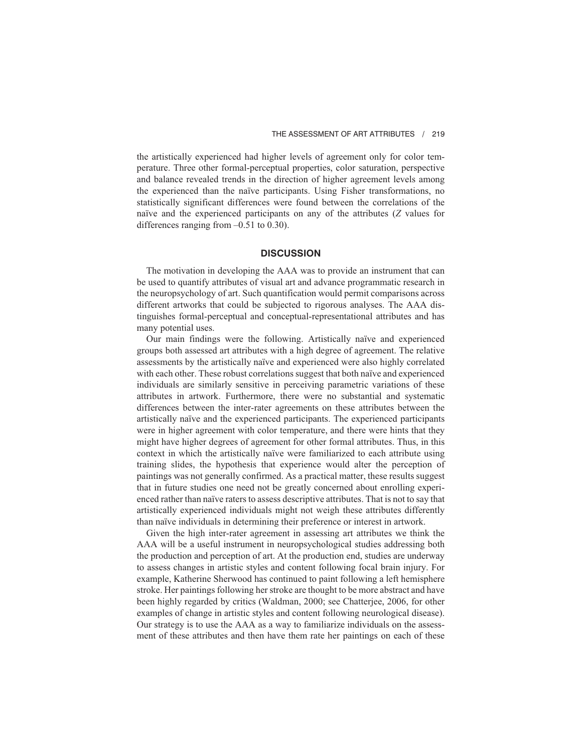the artistically experienced had higher levels of agreement only for color temperature. Three other formal-perceptual properties, color saturation, perspective and balance revealed trends in the direction of higher agreement levels among the experienced than the naïve participants. Using Fisher transformations, no statistically significant differences were found between the correlations of the naïve and the experienced participants on any of the attributes ($Z$ values for differences ranging from –0.51 to 0.30).

## DISCUSSION

The motivation in developing the AAA was to provide an instrument that can be used to quantify attributes of visual art and advance programmatic research in the neuropsychology of art. Such quantification would permit comparisons across different artworks that could be subjected to rigorous analyses. The AAA distinguishes formal-perceptual and conceptual-representational attributes and has many potential uses.

Our main findings were the following. Artistically naïve and experienced groups both assessed art attributes with a high degree of agreement. The relative assessments by the artistically naïve and experienced were also highly correlated with each other. These robust correlations suggest that both naïve and experienced individuals are similarly sensitive in perceiving parametric variations of these attributes in artwork. Furthermore, there were no substantial and systematic differences between the inter-rater agreements on these attributes between the artistically naïve and the experienced participants. The experienced participants were in higher agreement with color temperature, and there were hints that they might have higher degrees of agreement for other formal attributes. Thus, in this context in which the artistically naïve were familiarized to each attribute using training slides, the hypothesis that experience would alter the perception of paintings was not generally confirmed. As a practical matter, these results suggest that in future studies one need not be greatly concerned about enrolling experienced rather than naïve raters to assess descriptive attributes. That is not to say that artistically experienced individuals might not weigh these attributes differently than naïve individuals in determining their preference or interest in artwork.

Given the high inter-rater agreement in assessing art attributes we think the AAA will be a useful instrument in neuropsychological studies addressing both the production and perception of art. At the production end, studies are underway to assess changes in artistic styles and content following focal brain injury. For example, Katherine Sherwood has continued to paint following a left hemisphere stroke. Her paintings following her stroke are thought to be more abstract and have been highly regarded by critics (Waldman, 2000; see Chatterjee, 2006, for other examples of change in artistic styles and content following neurological disease). Our strategy is to use the AAA as a way to familiarize individuals on the assessment of these attributes and then have them rate her paintings on each of these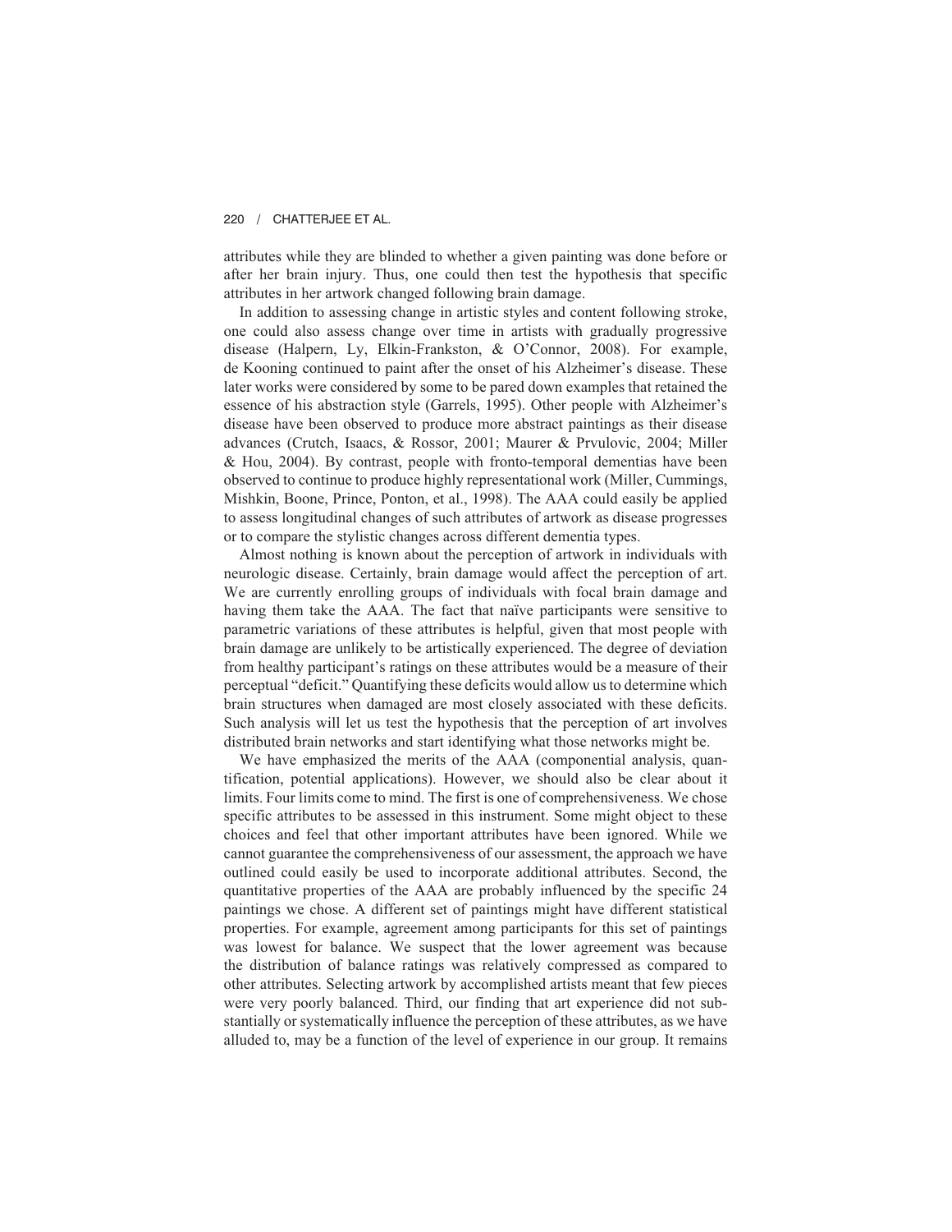attributes while they are blinded to whether a given painting was done before or after her brain injury. Thus, one could then test the hypothesis that specific attributes in her artwork changed following brain damage.

In addition to assessing change in artistic styles and content following stroke, one could also assess change over time in artists with gradually progressive disease (Halpern, Ly, Elkin-Frankston, & O'Connor, 2008). For example, de Kooning continued to paint after the onset of his Alzheimer's disease. These later works were considered by some to be pared down examples that retained the essence of his abstraction style (Garrels, 1995). Other people with Alzheimer's disease have been observed to produce more abstract paintings as their disease advances (Crutch, Isaacs, & Rossor, 2001; Maurer & Prvulovic, 2004; Miller & Hou, 2004). By contrast, people with fronto-temporal dementias have been observed to continue to produce highly representational work (Miller, Cummings, Mishkin, Boone, Prince, Ponton, et al., 1998). The AAA could easily be applied to assess longitudinal changes of such attributes of artwork as disease progresses or to compare the stylistic changes across different dementia types.

Almost nothing is known about the perception of artwork in individuals with neurologic disease. Certainly, brain damage would affect the perception of art. We are currently enrolling groups of individuals with focal brain damage and having them take the AAA. The fact that naïve participants were sensitive to parametric variations of these attributes is helpful, given that most people with brain damage are unlikely to be artistically experienced. The degree of deviation from healthy participant's ratings on these attributes would be a measure of their perceptual "deficit." Quantifying these deficits would allow us to determine which brain structures when damaged are most closely associated with these deficits. Such analysis will let us test the hypothesis that the perception of art involves distributed brain networks and start identifying what those networks might be.

We have emphasized the merits of the AAA (componential analysis, quantification, potential applications). However, we should also be clear about it limits. Four limits come to mind. The first is one of comprehensiveness. We chose specific attributes to be assessed in this instrument. Some might object to these choices and feel that other important attributes have been ignored. While we cannot guarantee the comprehensiveness of our assessment, the approach we have outlined could easily be used to incorporate additional attributes. Second, the quantitative properties of the AAA are probably influenced by the specific 24 paintings we chose. A different set of paintings might have different statistical properties. For example, agreement among participants for this set of paintings was lowest for balance. We suspect that the lower agreement was because the distribution of balance ratings was relatively compressed as compared to other attributes. Selecting artwork by accomplished artists meant that few pieces were very poorly balanced. Third, our finding that art experience did not substantially or systematically influence the perception of these attributes, as we have alluded to, may be a function of the level of experience in our group. It remains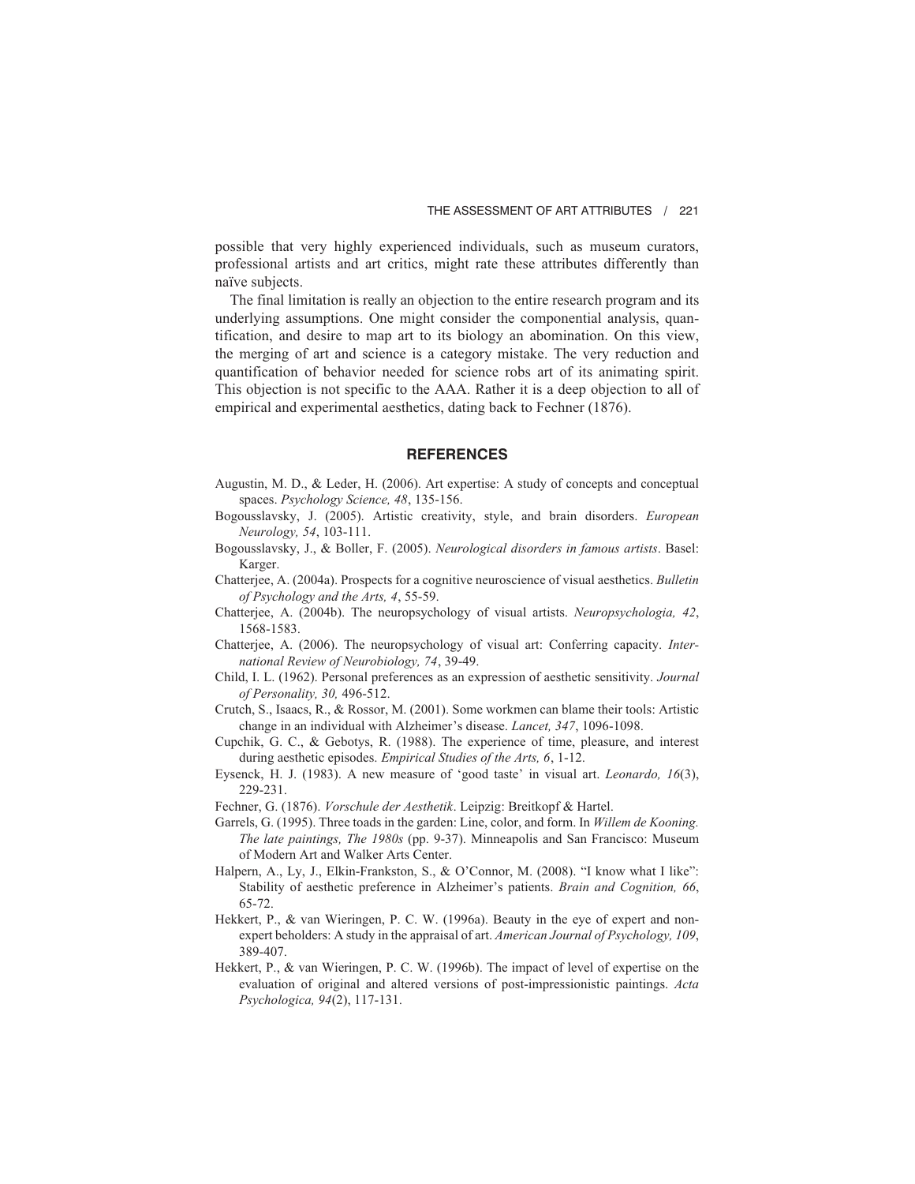possible that very highly experienced individuals, such as museum curators, professional artists and art critics, might rate these attributes differently than naïve subjects.

The final limitation is really an objection to the entire research program and its underlying assumptions. One might consider the componential analysis, quantification, and desire to map art to its biology an abomination. On this view, the merging of art and science is a category mistake. The very reduction and quantification of behavior needed for science robs art of its animating spirit. This objection is not specific to the AAA. Rather it is a deep objection to all of empirical and experimental aesthetics, dating back to Fechner (1876).

## REFERENCES

Augustin, M. D., & Leder, H. (2006). Art expertise: A study of concepts and conceptual spaces. *Psychology Science, 48*, 135-156.

Bogousslavsky, J. (2005). Artistic creativity, style, and brain disorders. *European Neurology, 54*, 103-111.

Bogousslavsky, J., & Boller, F. (2005). *Neurological disorders in famous artists*. Basel: Karger.

Chatterjee, A. (2004a). Prospects for a cognitive neuroscience of visual aesthetics. *Bulletin of Psychology and the Arts, 4*, 55-59.

Chatterjee, A. (2004b). The neuropsychology of visual artists. *Neuropsychologia, 42*, 1568-1583.

Chatterjee, A. (2006). The neuropsychology of visual art: Conferring capacity. *International Review of Neurobiology, 74*, 39-49.

Child, I. L. (1962). Personal preferences as an expression of aesthetic sensitivity. *Journal of Personality, 30,* 496-512.

Crutch, S., Isaacs, R., & Rossor, M. (2001). Some workmen can blame their tools: Artistic change in an individual with Alzheimer's disease. *Lancet, 347*, 1096-1098.

Cupchik, G. C., & Gebotys, R. (1988). The experience of time, pleasure, and interest during aesthetic episodes. *Empirical Studies of the Arts, 6*, 1-12.

Eysenck, H. J. (1983). A new measure of 'good taste' in visual art. *Leonardo, 16*(3), 229-231.

Fechner, G. (1876). *Vorschule der Aesthetik*. Leipzig: Breitkopf & Hartel.

Garrels, G. (1995). Three toads in the garden: Line, color, and form. In *Willem de Kooning. The late paintings, The 1980s* (pp. 9-37). Minneapolis and San Francisco: Museum of Modern Art and Walker Arts Center.

Halpern, A., Ly, J., Elkin-Frankston, S., & O'Connor, M. (2008). "I know what I like": Stability of aesthetic preference in Alzheimer's patients. *Brain and Cognition, 66*, 65-72.

Hekkert, P., & van Wieringen, P. C. W. (1996a). Beauty in the eye of expert and nonexpert beholders: A study in the appraisal of art. *American Journal of Psychology, 109*, 389-407.

Hekkert, P., & van Wieringen, P. C. W. (1996b). The impact of level of expertise on the evaluation of original and altered versions of post-impressionistic paintings. *Acta Psychologica, 94*(2), 117-131.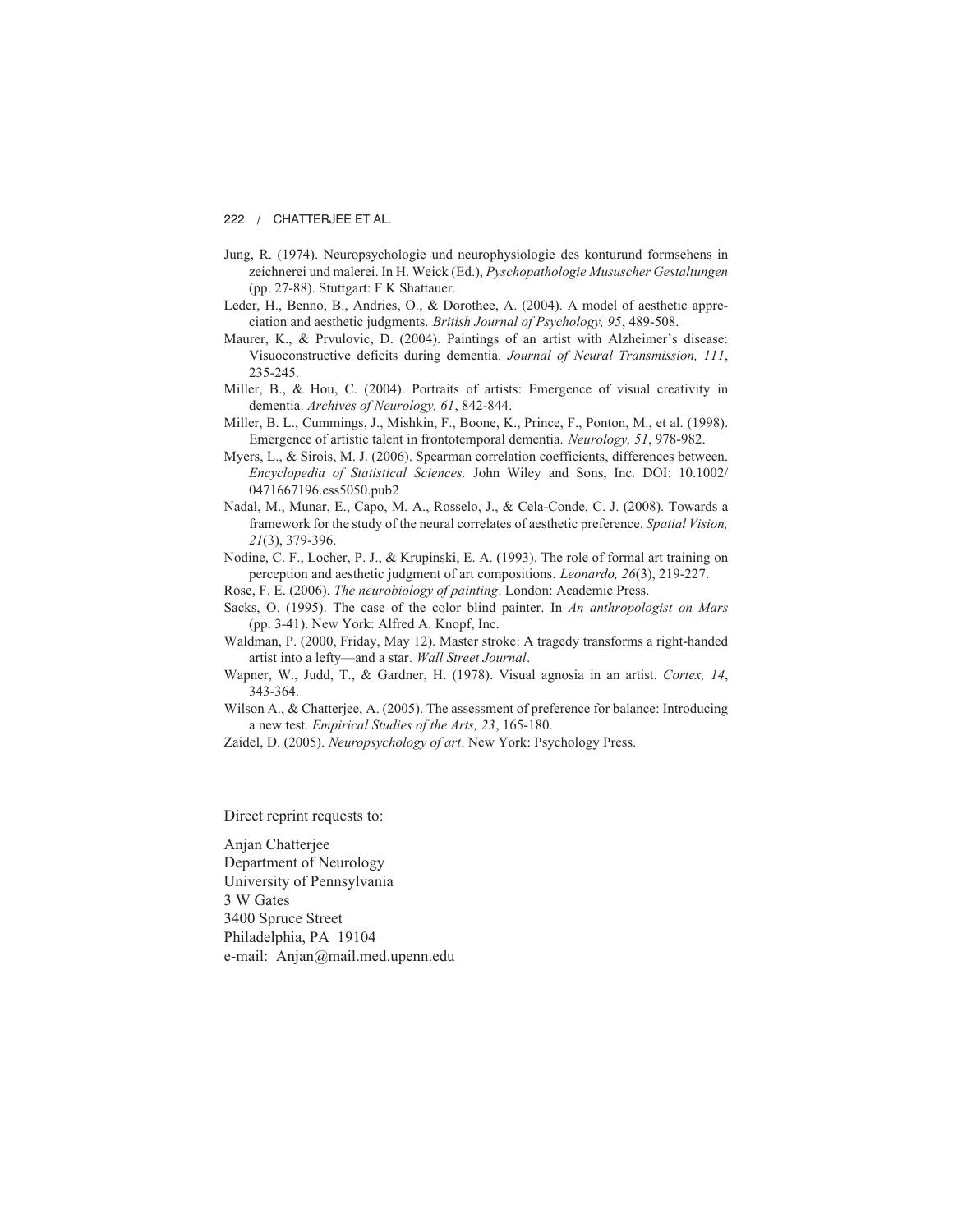Jung, R. (1974). Neuropsychologie und neurophysiologie des konturund formsehens in zeichnerei und malerei. In H. Weick (Ed.), *Pyschopathologie Mususcher Gestaltungen* (pp. 27-88). Stuttgart: F K Shattauer.

Leder, H., Benno, B., Andries, O., & Dorothee, A. (2004). A model of aesthetic appreciation and aesthetic judgments. *British Journal of Psychology, 95*, 489-508.

Maurer, K., & Prvulovic, D. (2004). Paintings of an artist with Alzheimer's disease: Visuoconstructive deficits during dementia. *Journal of Neural Transmission, 111*, 235-245.

Miller, B., & Hou, C. (2004). Portraits of artists: Emergence of visual creativity in dementia. *Archives of Neurology, 61*, 842-844.

Miller, B. L., Cummings, J., Mishkin, F., Boone, K., Prince, F., Ponton, M., et al. (1998). Emergence of artistic talent in frontotemporal dementia. *Neurology, 51*, 978-982.

Myers, L., & Sirois, M. J. (2006). Spearman correlation coefficients, differences between. *Encyclopedia of Statistical Sciences.* John Wiley and Sons, Inc. DOI: 10.1002/0471667196.ess5050.pub2

Nadal, M., Munar, E., Capo, M. A., Rosselo, J., & Cela-Conde, C. J. (2008). Towards a framework for the study of the neural correlates of aesthetic preference. *Spatial Vision, 21*(3), 379-396.

Nodine, C. F., Locher, P. J., & Krupinski, E. A. (1993). The role of formal art training on perception and aesthetic judgment of art compositions. *Leonardo, 26*(3), 219-227.

Rose, F. E. (2006). *The neurobiology of painting*. London: Academic Press.

Sacks, O. (1995). The case of the color blind painter. In *An anthropologist on Mars* (pp. 3-41). New York: Alfred A. Knopf, Inc.

Waldman, P. (2000, Friday, May 12). Master stroke: A tragedy transforms a right-handed artist into a lefty—and a star. *Wall Street Journal*.

Wapner, W., Judd, T., & Gardner, H. (1978). Visual agnosia in an artist. *Cortex, 14*, 343-364.

Wilson A., & Chatterjee, A. (2005). The assessment of preference for balance: Introducing a new test. *Empirical Studies of the Arts, 23*, 165-180.

Zaidel, D. (2005). *Neuropsychology of art*. New York: Psychology Press.

Direct reprint requests to:

Anjan Chatterjee
Department of Neurology
University of Pennsylvania
3 W Gates
3400 Spruce Street
Philadelphia, PA 19104
e-mail: Anjan@mail.med.upenn.edu